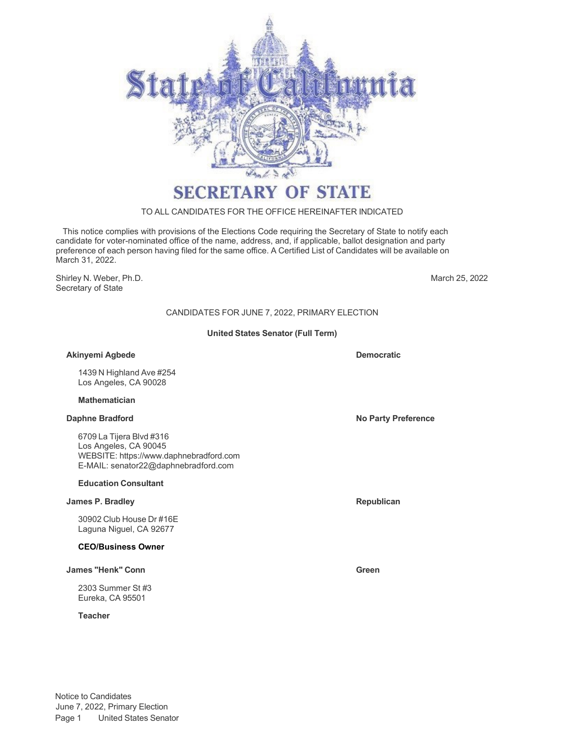# SECRETARY OF STATE

TO ALL CANDIDATES FOR THE OFFICE HEREINAFTER INDICATED

This notice complies with provisions of the Elections Code requiring the Secretary of State to notify each candidate for voter-nominated office of the name, address, and, if applicable, ballot designation and party preference of each person having filed for the same office. A Certified List of Candidates will be available on March 31, 2022.

Shirley N. Weber, Ph.D.
Secretary of State

March 25, 2022

## CANDIDATES FOR JUNE 7, 2022, PRIMARY ELECTION

### United States Senator (Full Term)

**Akinyemi Agbede** — **Democratic**

1439 N Highland Ave #254
Los Angeles, CA 90028

**Mathematician**

**Daphne Bradford** — **No Party Preference**

6709 La Tijera Blvd #316
Los Angeles, CA 90045
WEBSITE: https://www.daphnebradford.com
E-MAIL: senator22@daphnebradford.com

**Education Consultant**

**James P. Bradley** — **Republican**

30902 Club House Dr #16E
Laguna Niguel, CA 92677

**CEO/Business Owner**

**James "Henk" Conn** — **Green**

2303 Summer St #3
Eureka, CA 95501

**Teacher**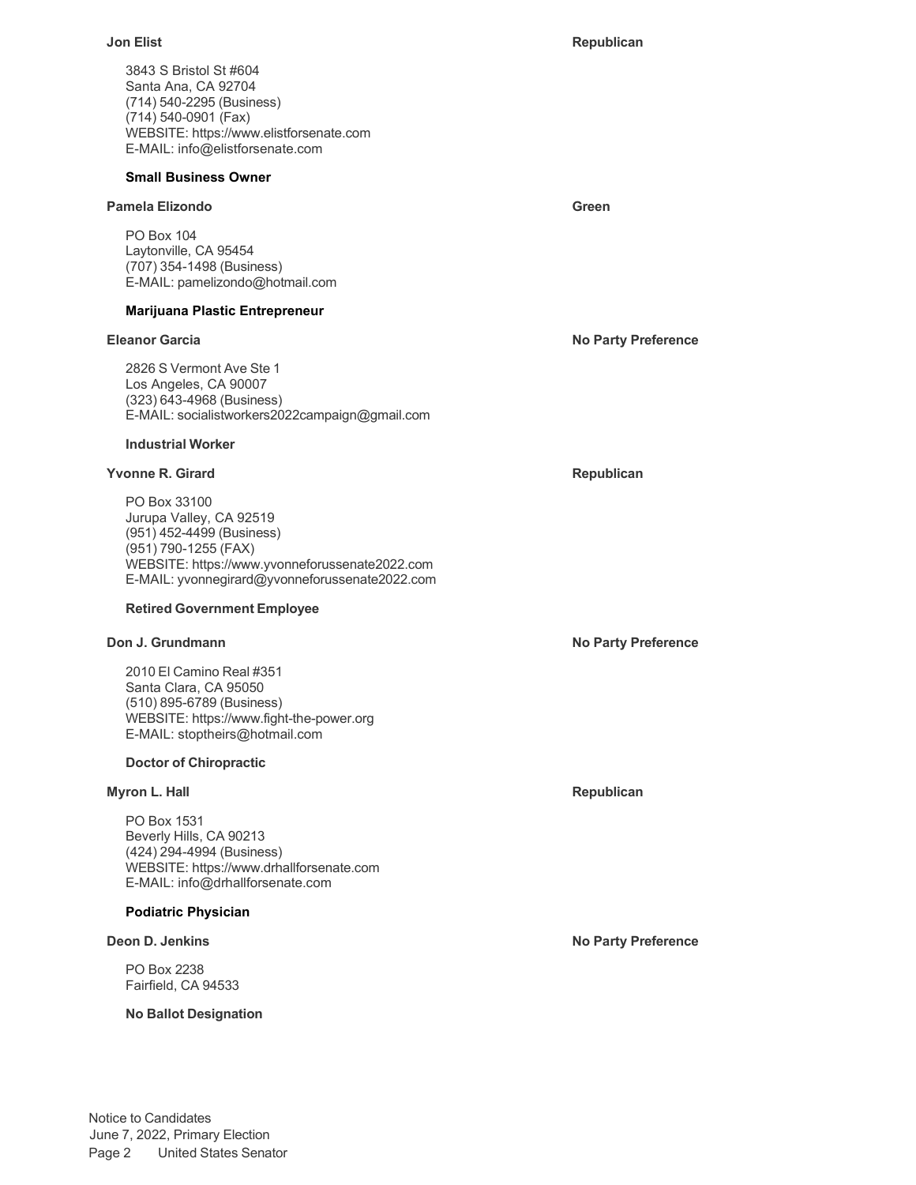**Jon Elist** **Republican**

3843 S Bristol St #604
Santa Ana, CA 92704
(714) 540-2295 (Business)
(714) 540-0901 (Fax)
WEBSITE: https://www.elistforsenate.com
E-MAIL: info@elistforsenate.com

**Small Business Owner**

**Pamela Elizondo** **Green**

PO Box 104
Laytonville, CA 95454
(707) 354-1498 (Business)
E-MAIL: pamelizondo@hotmail.com

**Marijuana Plastic Entrepreneur**

**Eleanor Garcia** **No Party Preference**

2826 S Vermont Ave Ste 1
Los Angeles, CA 90007
(323) 643-4968 (Business)
E-MAIL: socialistworkers2022campaign@gmail.com

**Industrial Worker**

**Yvonne R. Girard** **Republican**

PO Box 33100
Jurupa Valley, CA 92519
(951) 452-4499 (Business)
(951) 790-1255 (FAX)
WEBSITE: https://www.yvonneforussenate2022.com
E-MAIL: yvonnegirard@yvonneforussenate2022.com

**Retired Government Employee**

**Don J. Grundmann** **No Party Preference**

2010 El Camino Real #351
Santa Clara, CA 95050
(510) 895-6789 (Business)
WEBSITE: https://www.fight-the-power.org
E-MAIL: stoptheirs@hotmail.com

**Doctor of Chiropractic**

**Myron L. Hall** **Republican**

PO Box 1531
Beverly Hills, CA 90213
(424) 294-4994 (Business)
WEBSITE: https://www.drhallforsenate.com
E-MAIL: info@drhallforsenate.com

**Podiatric Physician**

**Deon D. Jenkins** **No Party Preference**

PO Box 2238
Fairfield, CA 94533

**No Ballot Designation**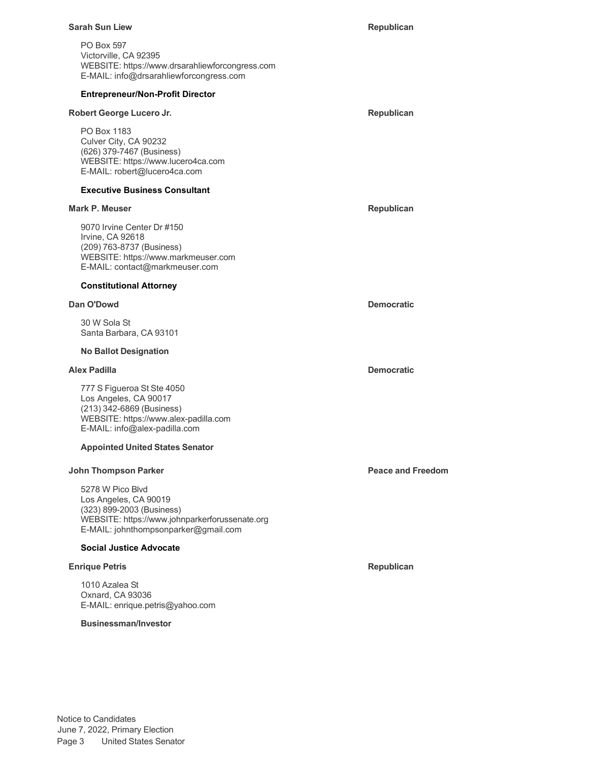**Sarah Sun Liew** — **Republican**

PO Box 597
Victorville, CA 92395
WEBSITE: https://www.drsarahliewforcongress.com
E-MAIL: info@drsarahliewforcongress.com

**Entrepreneur/Non-Profit Director**

**Robert George Lucero Jr.** — **Republican**

PO Box 1183
Culver City, CA 90232
(626) 379-7467 (Business)
WEBSITE: https://www.lucero4ca.com
E-MAIL: robert@lucero4ca.com

**Executive Business Consultant**

**Mark P. Meuser** — **Republican**

9070 Irvine Center Dr #150
Irvine, CA 92618
(209) 763-8737 (Business)
WEBSITE: https://www.markmeuser.com
E-MAIL: contact@markmeuser.com

**Constitutional Attorney**

**Dan O'Dowd** — **Democratic**

30 W Sola St
Santa Barbara, CA 93101

**No Ballot Designation**

**Alex Padilla** — **Democratic**

777 S Figueroa St Ste 4050
Los Angeles, CA 90017
(213) 342-6869 (Business)
WEBSITE: https://www.alex-padilla.com
E-MAIL: info@alex-padilla.com

**Appointed United States Senator**

**John Thompson Parker** — **Peace and Freedom**

5278 W Pico Blvd
Los Angeles, CA 90019
(323) 899-2003 (Business)
WEBSITE: https://www.johnparkerforussenate.org
E-MAIL: johnthompsonparker@gmail.com

**Social Justice Advocate**

**Enrique Petris** — **Republican**

1010 Azalea St
Oxnard, CA 93036
E-MAIL: enrique.petris@yahoo.com

**Businessman/Investor**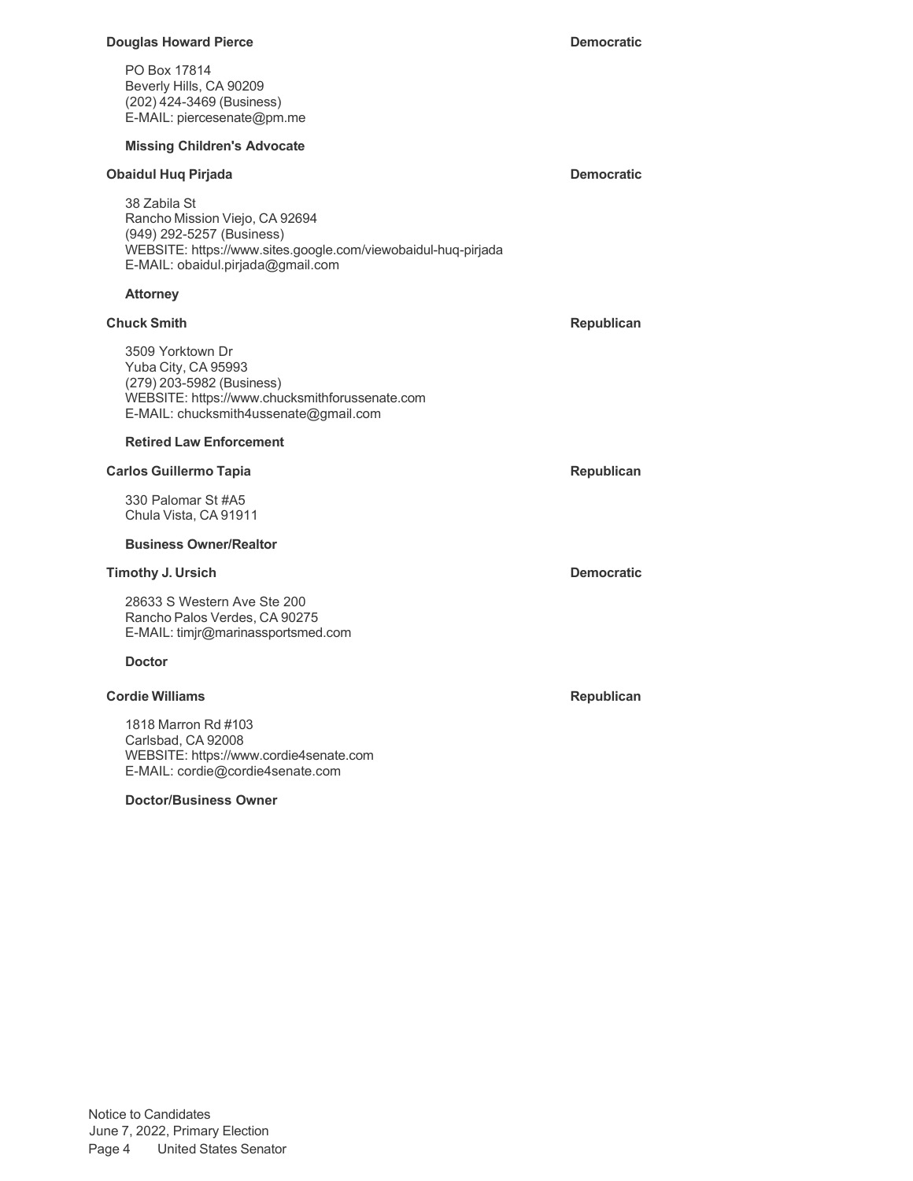**Douglas Howard Pierce** — **Democratic**

PO Box 17814
Beverly Hills, CA 90209
(202) 424-3469 (Business)
E-MAIL: piercesenate@pm.me

**Missing Children's Advocate**

**Obaidul Huq Pirjada** — **Democratic**

38 Zabila St
Rancho Mission Viejo, CA 92694
(949) 292-5257 (Business)
WEBSITE: https://www.sites.google.com/viewobaidul-huq-pirjada
E-MAIL: obaidul.pirjada@gmail.com

**Attorney**

**Chuck Smith** — **Republican**

3509 Yorktown Dr
Yuba City, CA 95993
(279) 203-5982 (Business)
WEBSITE: https://www.chucksmithforussenate.com
E-MAIL: chucksmith4ussenate@gmail.com

**Retired Law Enforcement**

**Carlos Guillermo Tapia** — **Republican**

330 Palomar St #A5
Chula Vista, CA 91911

**Business Owner/Realtor**

**Timothy J. Ursich** — **Democratic**

28633 S Western Ave Ste 200
Rancho Palos Verdes, CA 90275
E-MAIL: timjr@marinassportsmed.com

**Doctor**

**Cordie Williams** — **Republican**

1818 Marron Rd #103
Carlsbad, CA 92008
WEBSITE: https://www.cordie4senate.com
E-MAIL: cordie@cordie4senate.com

**Doctor/Business Owner**